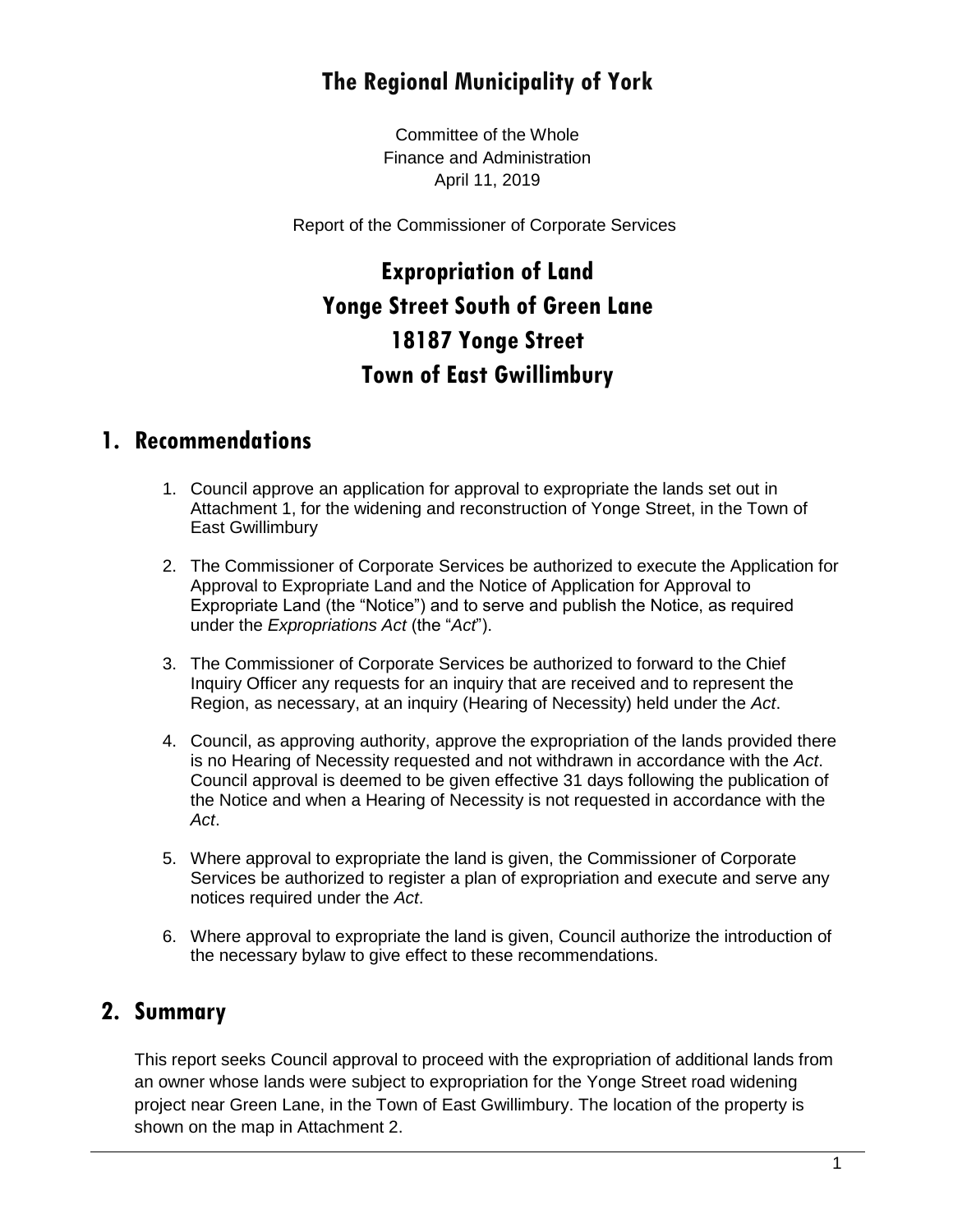# The Regional Municipality of York

Committee of the Whole
Finance and Administration
April 11, 2019

Report of the Commissioner of Corporate Services

# Expropriation of Land
# Yonge Street South of Green Lane
# 18187 Yonge Street
# Town of East Gwillimbury

## 1. Recommendations

1. Council approve an application for approval to expropriate the lands set out in Attachment 1, for the widening and reconstruction of Yonge Street, in the Town of East Gwillimbury

2. The Commissioner of Corporate Services be authorized to execute the Application for Approval to Expropriate Land and the Notice of Application for Approval to Expropriate Land (the "Notice") and to serve and publish the Notice, as required under the *Expropriations Act* (the "*Act*").

3. The Commissioner of Corporate Services be authorized to forward to the Chief Inquiry Officer any requests for an inquiry that are received and to represent the Region, as necessary, at an inquiry (Hearing of Necessity) held under the *Act*.

4. Council, as approving authority, approve the expropriation of the lands provided there is no Hearing of Necessity requested and not withdrawn in accordance with the *Act*. Council approval is deemed to be given effective 31 days following the publication of the Notice and when a Hearing of Necessity is not requested in accordance with the *Act*.

5. Where approval to expropriate the land is given, the Commissioner of Corporate Services be authorized to register a plan of expropriation and execute and serve any notices required under the *Act*.

6. Where approval to expropriate the land is given, Council authorize the introduction of the necessary bylaw to give effect to these recommendations.

## 2. Summary

This report seeks Council approval to proceed with the expropriation of additional lands from an owner whose lands were subject to expropriation for the Yonge Street road widening project near Green Lane, in the Town of East Gwillimbury. The location of the property is shown on the map in Attachment 2.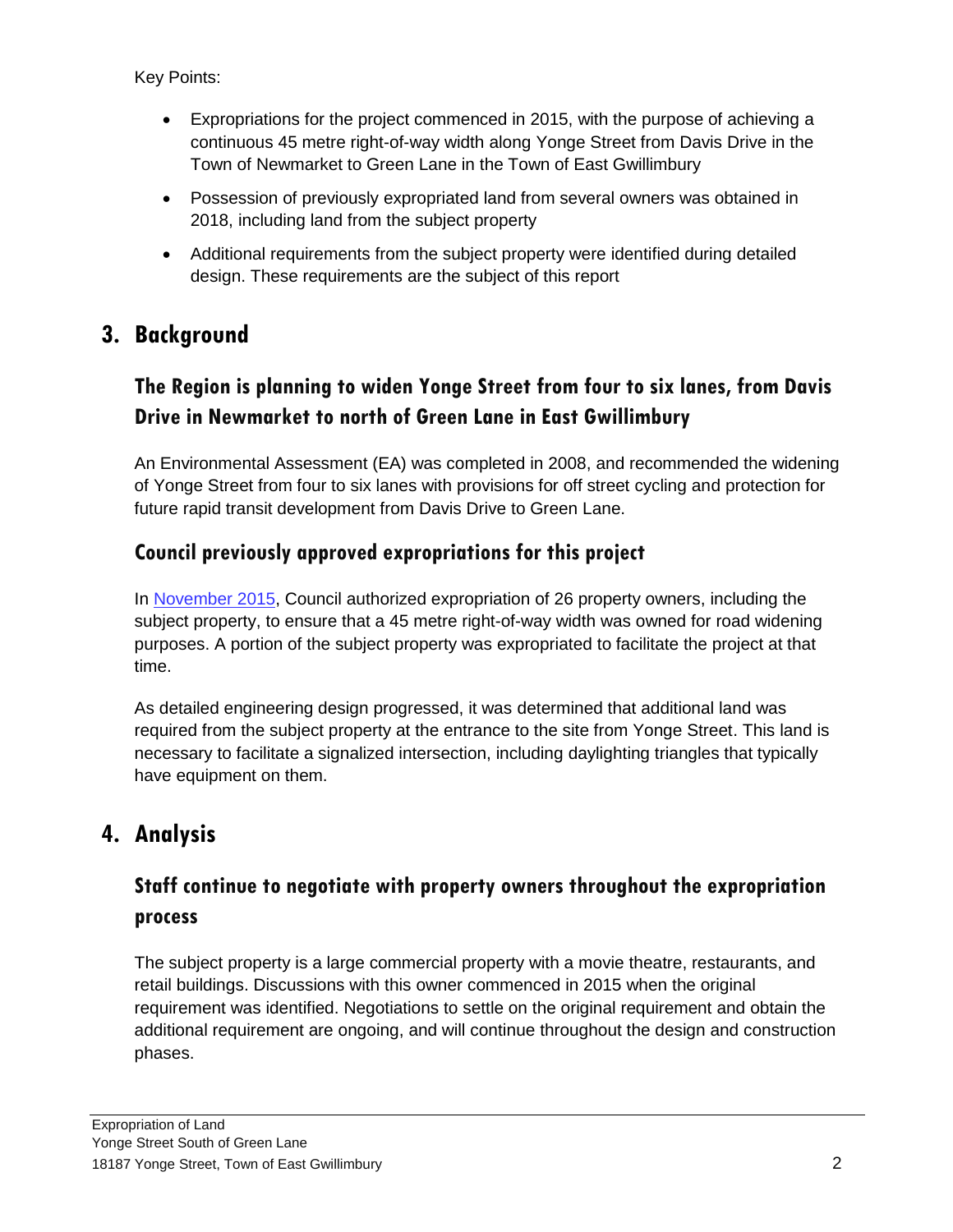Key Points:

- Expropriations for the project commenced in 2015, with the purpose of achieving a continuous 45 metre right-of-way width along Yonge Street from Davis Drive in the Town of Newmarket to Green Lane in the Town of East Gwillimbury
- Possession of previously expropriated land from several owners was obtained in 2018, including land from the subject property
- Additional requirements from the subject property were identified during detailed design. These requirements are the subject of this report

## 3. Background

### The Region is planning to widen Yonge Street from four to six lanes, from Davis Drive in Newmarket to north of Green Lane in East Gwillimbury

An Environmental Assessment (EA) was completed in 2008, and recommended the widening of Yonge Street from four to six lanes with provisions for off street cycling and protection for future rapid transit development from Davis Drive to Green Lane.

### Council previously approved expropriations for this project

In November 2015, Council authorized expropriation of 26 property owners, including the subject property, to ensure that a 45 metre right-of-way width was owned for road widening purposes. A portion of the subject property was expropriated to facilitate the project at that time.

As detailed engineering design progressed, it was determined that additional land was required from the subject property at the entrance to the site from Yonge Street. This land is necessary to facilitate a signalized intersection, including daylighting triangles that typically have equipment on them.

## 4. Analysis

### Staff continue to negotiate with property owners throughout the expropriation process

The subject property is a large commercial property with a movie theatre, restaurants, and retail buildings. Discussions with this owner commenced in 2015 when the original requirement was identified. Negotiations to settle on the original requirement and obtain the additional requirement are ongoing, and will continue throughout the design and construction phases.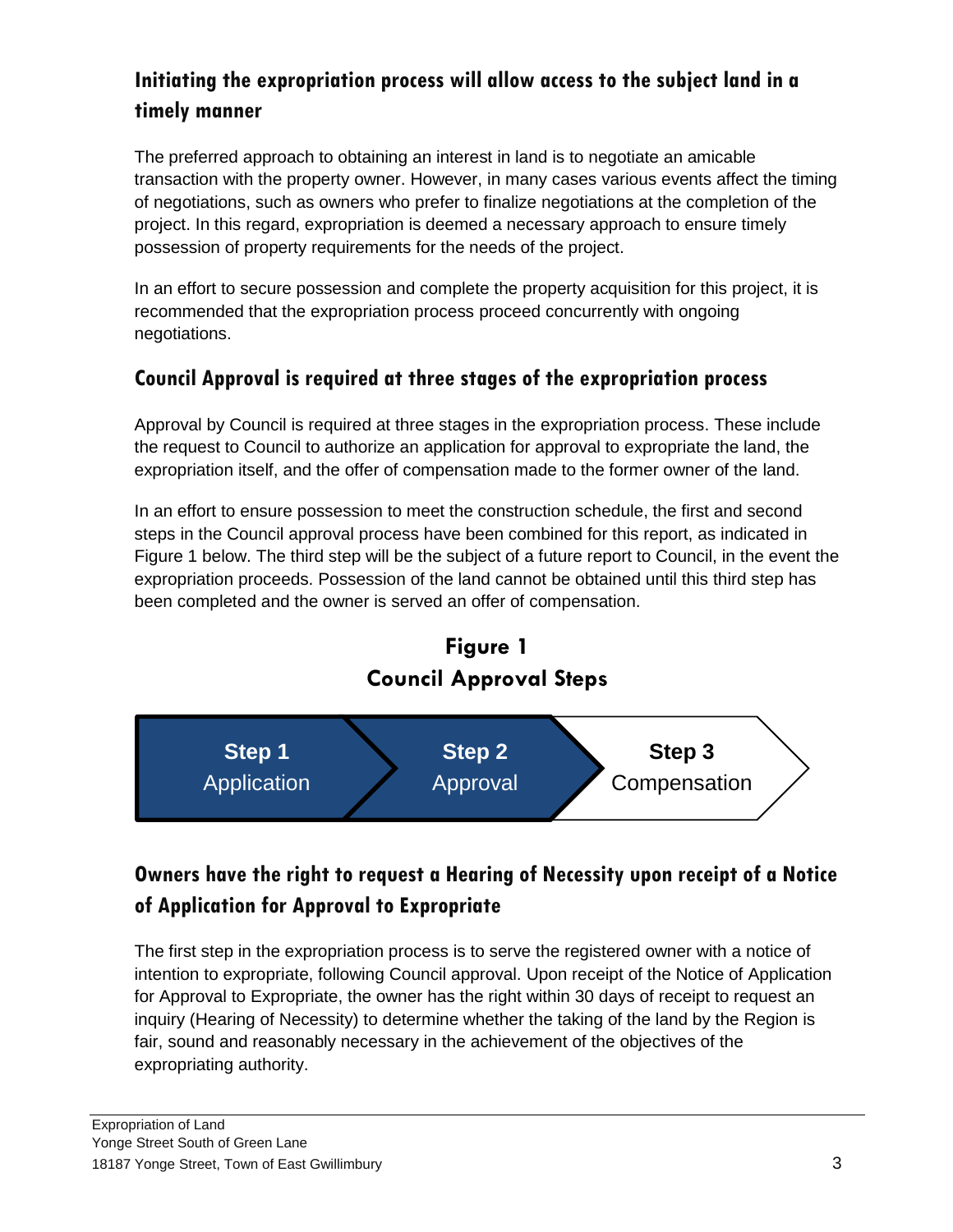## Initiating the expropriation process will allow access to the subject land in a timely manner

The preferred approach to obtaining an interest in land is to negotiate an amicable transaction with the property owner. However, in many cases various events affect the timing of negotiations, such as owners who prefer to finalize negotiations at the completion of the project. In this regard, expropriation is deemed a necessary approach to ensure timely possession of property requirements for the needs of the project.

In an effort to secure possession and complete the property acquisition for this project, it is recommended that the expropriation process proceed concurrently with ongoing negotiations.

## Council Approval is required at three stages of the expropriation process

Approval by Council is required at three stages in the expropriation process. These include the request to Council to authorize an application for approval to expropriate the land, the expropriation itself, and the offer of compensation made to the former owner of the land.

In an effort to ensure possession to meet the construction schedule, the first and second steps in the Council approval process have been combined for this report, as indicated in Figure 1 below. The third step will be the subject of a future report to Council, in the event the expropriation proceeds. Possession of the land cannot be obtained until this third step has been completed and the owner is served an offer of compensation.

**Figure 1**
**Council Approval Steps**

| **Step 1** Application | **Step 2** Approval | **Step 3** Compensation |
|---|---|---|

## Owners have the right to request a Hearing of Necessity upon receipt of a Notice of Application for Approval to Expropriate

The first step in the expropriation process is to serve the registered owner with a notice of intention to expropriate, following Council approval. Upon receipt of the Notice of Application for Approval to Expropriate, the owner has the right within 30 days of receipt to request an inquiry (Hearing of Necessity) to determine whether the taking of the land by the Region is fair, sound and reasonably necessary in the achievement of the objectives of the expropriating authority.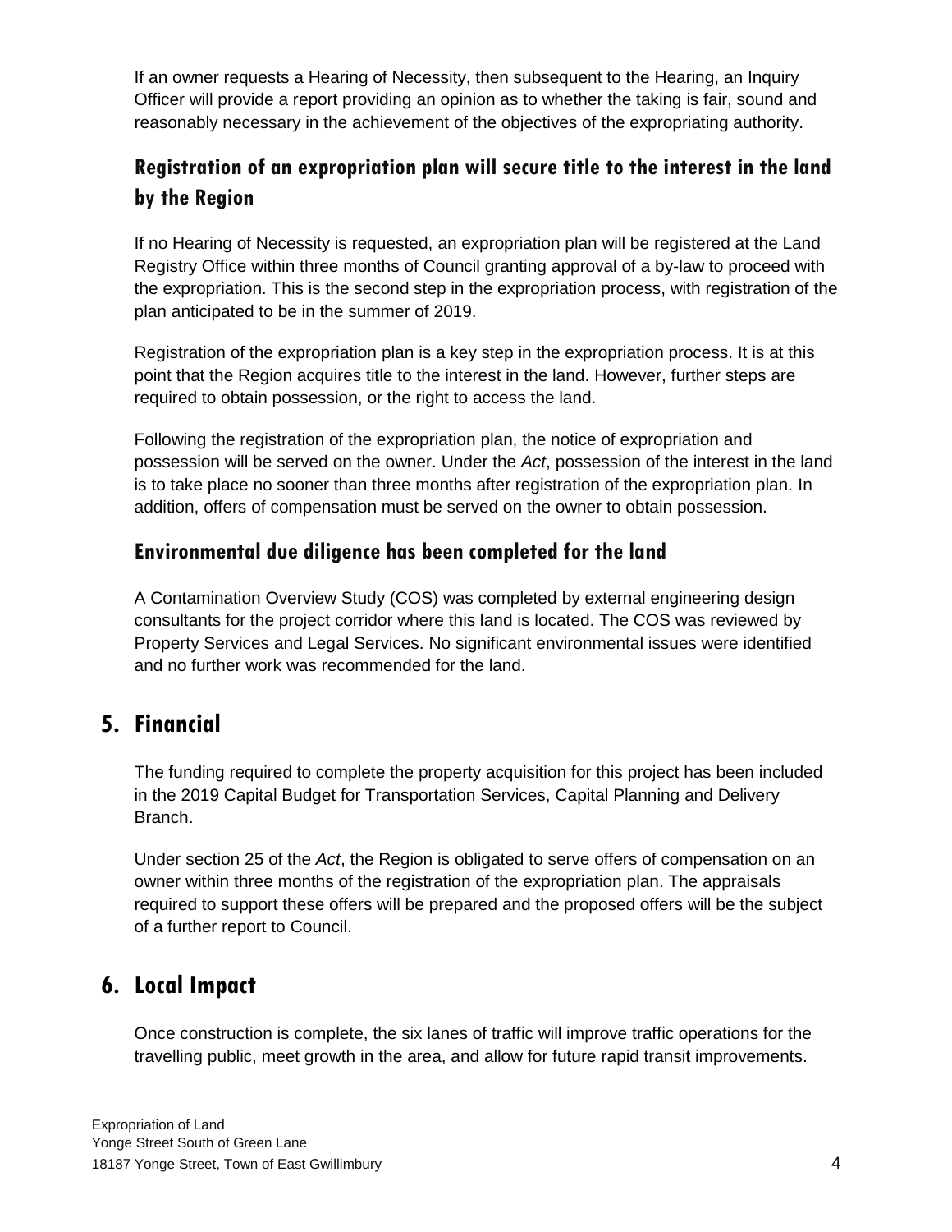If an owner requests a Hearing of Necessity, then subsequent to the Hearing, an Inquiry Officer will provide a report providing an opinion as to whether the taking is fair, sound and reasonably necessary in the achievement of the objectives of the expropriating authority.

### Registration of an expropriation plan will secure title to the interest in the land by the Region

If no Hearing of Necessity is requested, an expropriation plan will be registered at the Land Registry Office within three months of Council granting approval of a by-law to proceed with the expropriation. This is the second step in the expropriation process, with registration of the plan anticipated to be in the summer of 2019.

Registration of the expropriation plan is a key step in the expropriation process. It is at this point that the Region acquires title to the interest in the land. However, further steps are required to obtain possession, or the right to access the land.

Following the registration of the expropriation plan, the notice of expropriation and possession will be served on the owner. Under the *Act*, possession of the interest in the land is to take place no sooner than three months after registration of the expropriation plan. In addition, offers of compensation must be served on the owner to obtain possession.

### Environmental due diligence has been completed for the land

A Contamination Overview Study (COS) was completed by external engineering design consultants for the project corridor where this land is located. The COS was reviewed by Property Services and Legal Services. No significant environmental issues were identified and no further work was recommended for the land.

## 5. Financial

The funding required to complete the property acquisition for this project has been included in the 2019 Capital Budget for Transportation Services, Capital Planning and Delivery Branch.

Under section 25 of the *Act*, the Region is obligated to serve offers of compensation on an owner within three months of the registration of the expropriation plan. The appraisals required to support these offers will be prepared and the proposed offers will be the subject of a further report to Council.

## 6. Local Impact

Once construction is complete, the six lanes of traffic will improve traffic operations for the travelling public, meet growth in the area, and allow for future rapid transit improvements.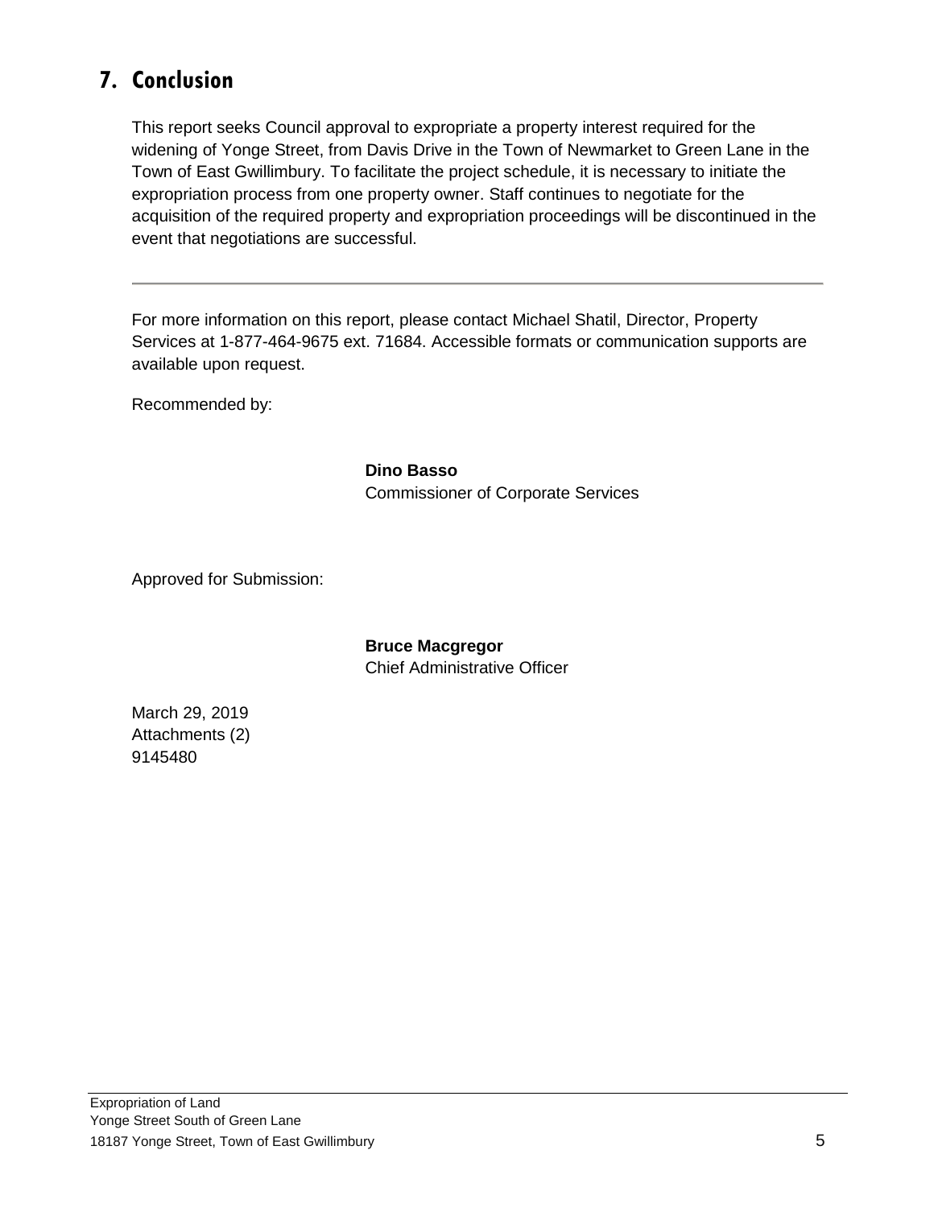## 7. Conclusion

This report seeks Council approval to expropriate a property interest required for the widening of Yonge Street, from Davis Drive in the Town of Newmarket to Green Lane in the Town of East Gwillimbury. To facilitate the project schedule, it is necessary to initiate the expropriation process from one property owner. Staff continues to negotiate for the acquisition of the required property and expropriation proceedings will be discontinued in the event that negotiations are successful.

---

For more information on this report, please contact Michael Shatil, Director, Property Services at 1-877-464-9675 ext. 71684. Accessible formats or communication supports are available upon request.

Recommended by:

**Dino Basso**
Commissioner of Corporate Services

Approved for Submission:

**Bruce Macgregor**
Chief Administrative Officer

March 29, 2019
Attachments (2)
9145480